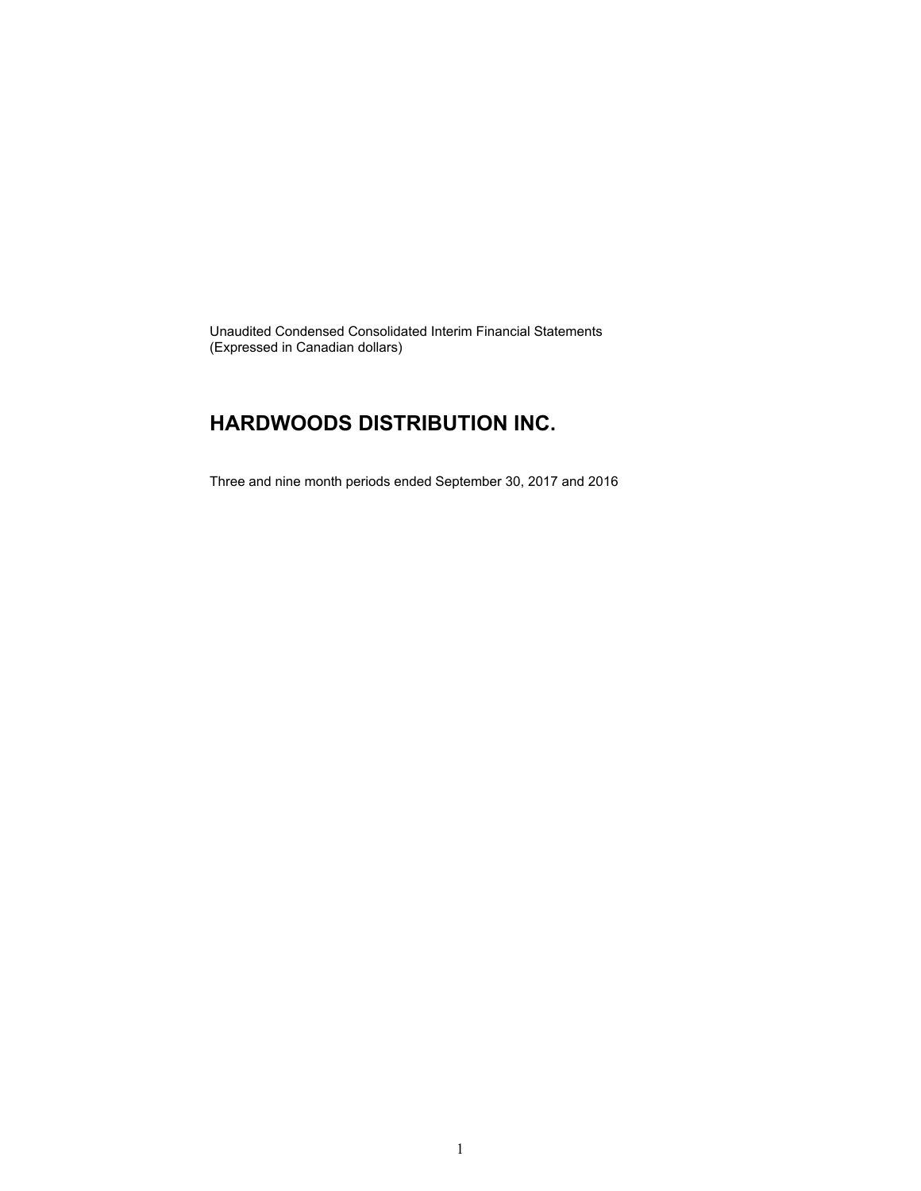Unaudited Condensed Consolidated Interim Financial Statements
(Expressed in Canadian dollars)

# HARDWOODS DISTRIBUTION INC.

Three and nine month periods ended September 30, 2017 and 2016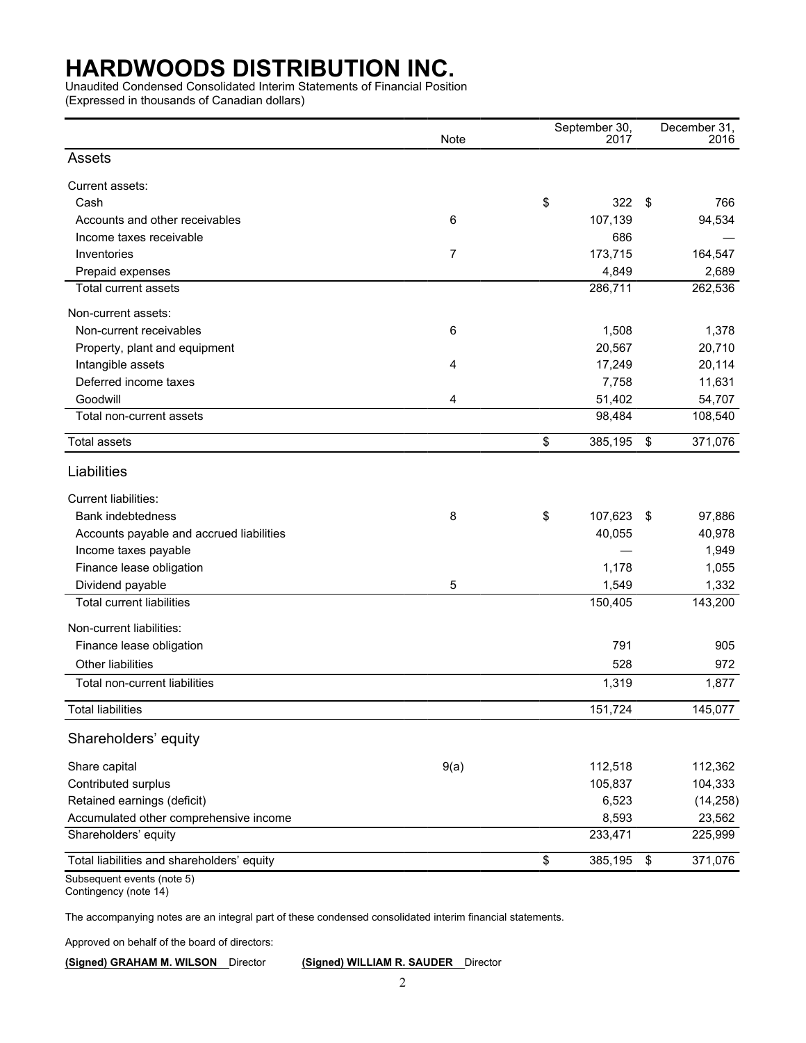# HARDWOODS DISTRIBUTION INC.

Unaudited Condensed Consolidated Interim Statements of Financial Position
(Expressed in thousands of Canadian dollars)

| | Note | September 30, 2017 | December 31, 2016 |
|---|---|---|---|
| **Assets** | | | |
| Current assets: | | | |
| Cash | | $ 322 | $ 766 |
| Accounts and other receivables | 6 | 107,139 | 94,534 |
| Income taxes receivable | | 686 | — |
| Inventories | 7 | 173,715 | 164,547 |
| Prepaid expenses | | 4,849 | 2,689 |
| Total current assets | | 286,711 | 262,536 |
| Non-current assets: | | | |
| Non-current receivables | 6 | 1,508 | 1,378 |
| Property, plant and equipment | | 20,567 | 20,710 |
| Intangible assets | 4 | 17,249 | 20,114 |
| Deferred income taxes | | 7,758 | 11,631 |
| Goodwill | 4 | 51,402 | 54,707 |
| Total non-current assets | | 98,484 | 108,540 |
| Total assets | | $ 385,195 | $ 371,076 |
| **Liabilities** | | | |
| Current liabilities: | | | |
| Bank indebtedness | 8 | $ 107,623 | $ 97,886 |
| Accounts payable and accrued liabilities | | 40,055 | 40,978 |
| Income taxes payable | | — | 1,949 |
| Finance lease obligation | | 1,178 | 1,055 |
| Dividend payable | 5 | 1,549 | 1,332 |
| Total current liabilities | | 150,405 | 143,200 |
| Non-current liabilities: | | | |
| Finance lease obligation | | 791 | 905 |
| Other liabilities | | 528 | 972 |
| Total non-current liabilities | | 1,319 | 1,877 |
| Total liabilities | | 151,724 | 145,077 |
| **Shareholders' equity** | | | |
| Share capital | 9(a) | 112,518 | 112,362 |
| Contributed surplus | | 105,837 | 104,333 |
| Retained earnings (deficit) | | 6,523 | (14,258) |
| Accumulated other comprehensive income | | 8,593 | 23,562 |
| Shareholders' equity | | 233,471 | 225,999 |
| Total liabilities and shareholders' equity | | $ 385,195 | $ 371,076 |

Subsequent events (note 5)
Contingency (note 14)

The accompanying notes are an integral part of these condensed consolidated interim financial statements.

Approved on behalf of the board of directors:

**(Signed) GRAHAM M. WILSON** Director **(Signed) WILLIAM R. SAUDER** Director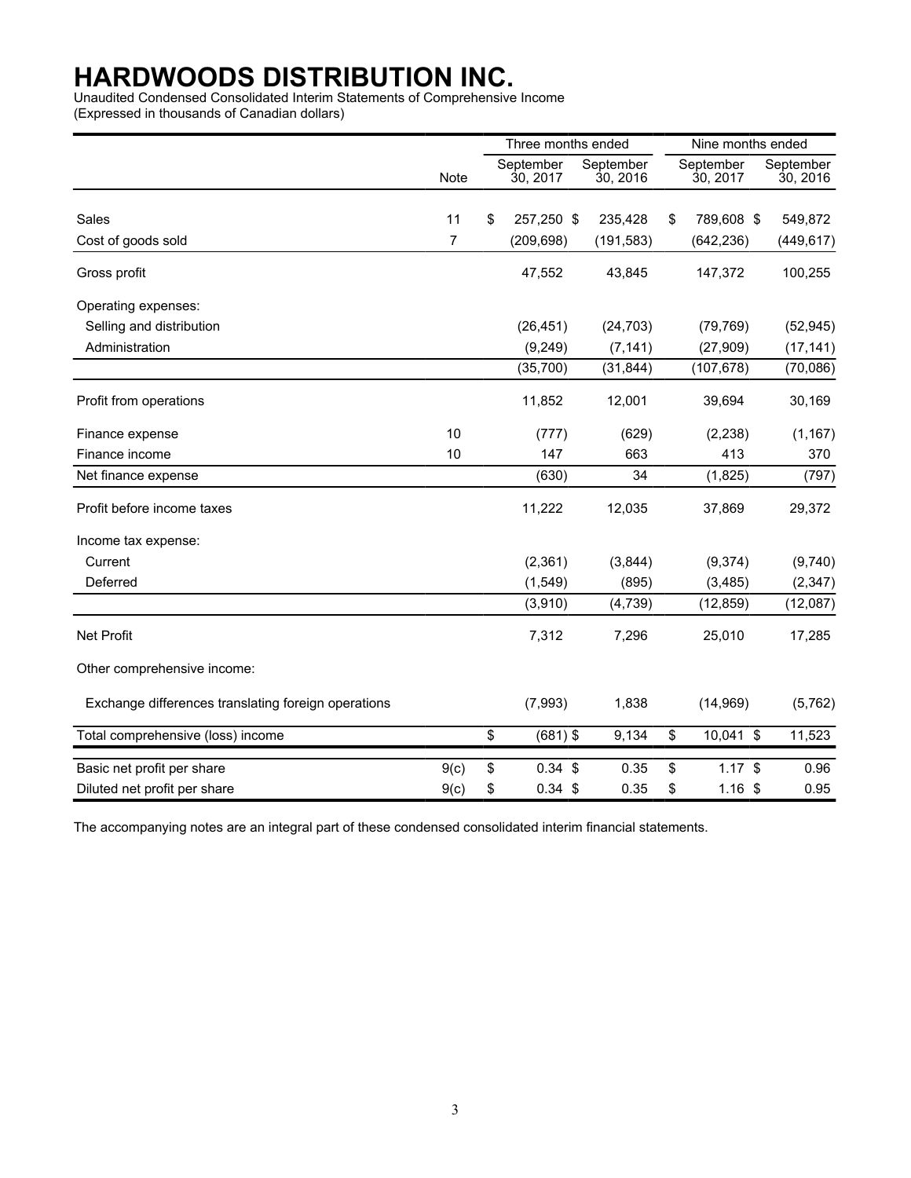# HARDWOODS DISTRIBUTION INC.

Unaudited Condensed Consolidated Interim Statements of Comprehensive Income
(Expressed in thousands of Canadian dollars)

| | Note | Three months ended September 30, 2017 | Three months ended September 30, 2016 | Nine months ended September 30, 2017 | Nine months ended September 30, 2016 |
|---|---|---|---|---|---|
| Sales | 11 | $ 257,250 | $ 235,428 | $ 789,608 | $ 549,872 |
| Cost of goods sold | 7 | (209,698) | (191,583) | (642,236) | (449,617) |
| Gross profit | | 47,552 | 43,845 | 147,372 | 100,255 |
| Operating expenses: | | | | | |
| Selling and distribution | | (26,451) | (24,703) | (79,769) | (52,945) |
| Administration | | (9,249) | (7,141) | (27,909) | (17,141) |
| | | (35,700) | (31,844) | (107,678) | (70,086) |
| Profit from operations | | 11,852 | 12,001 | 39,694 | 30,169 |
| Finance expense | 10 | (777) | (629) | (2,238) | (1,167) |
| Finance income | 10 | 147 | 663 | 413 | 370 |
| Net finance expense | | (630) | 34 | (1,825) | (797) |
| Profit before income taxes | | 11,222 | 12,035 | 37,869 | 29,372 |
| Income tax expense: | | | | | |
| Current | | (2,361) | (3,844) | (9,374) | (9,740) |
| Deferred | | (1,549) | (895) | (3,485) | (2,347) |
| | | (3,910) | (4,739) | (12,859) | (12,087) |
| Net Profit | | 7,312 | 7,296 | 25,010 | 17,285 |
| Other comprehensive income: | | | | | |
| Exchange differences translating foreign operations | | (7,993) | 1,838 | (14,969) | (5,762) |
| Total comprehensive (loss) income | | $ (681) | $ 9,134 | $ 10,041 | $ 11,523 |
| Basic net profit per share | 9(c) | $ 0.34 | $ 0.35 | $ 1.17 | $ 0.96 |
| Diluted net profit per share | 9(c) | $ 0.34 | $ 0.35 | $ 1.16 | $ 0.95 |

The accompanying notes are an integral part of these condensed consolidated interim financial statements.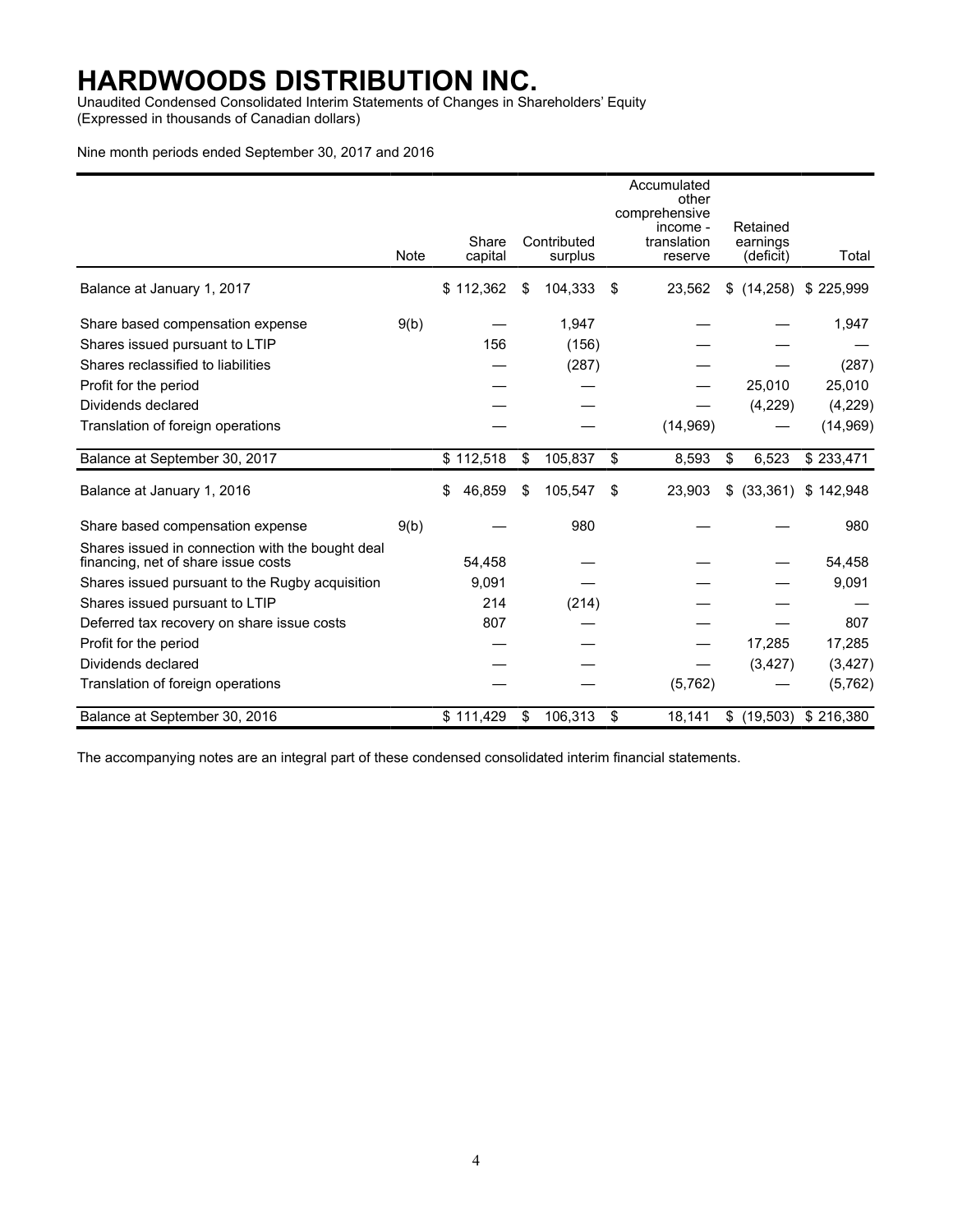# HARDWOODS DISTRIBUTION INC.

Unaudited Condensed Consolidated Interim Statements of Changes in Shareholders' Equity
(Expressed in thousands of Canadian dollars)

Nine month periods ended September 30, 2017 and 2016

| | Note | Share capital | Contributed surplus | Accumulated other comprehensive income - translation reserve | Retained earnings (deficit) | Total |
|---|---|---|---|---|---|---|
| Balance at January 1, 2017 | | $ 112,362 | $ 104,333 | $ 23,562 | $ (14,258) | $ 225,999 |
| Share based compensation expense | 9(b) | — | 1,947 | — | — | 1,947 |
| Shares issued pursuant to LTIP | | 156 | (156) | — | — | — |
| Shares reclassified to liabilities | | — | (287) | — | — | (287) |
| Profit for the period | | — | — | — | 25,010 | 25,010 |
| Dividends declared | | — | — | — | (4,229) | (4,229) |
| Translation of foreign operations | | — | — | (14,969) | — | (14,969) |
| Balance at September 30, 2017 | | $ 112,518 | $ 105,837 | $ 8,593 | $ 6,523 | $ 233,471 |
| Balance at January 1, 2016 | | $ 46,859 | $ 105,547 | $ 23,903 | $ (33,361) | $ 142,948 |
| Share based compensation expense | 9(b) | — | 980 | — | — | 980 |
| Shares issued in connection with the bought deal financing, net of share issue costs | | 54,458 | — | — | — | 54,458 |
| Shares issued pursuant to the Rugby acquisition | | 9,091 | — | — | — | 9,091 |
| Shares issued pursuant to LTIP | | 214 | (214) | — | — | — |
| Deferred tax recovery on share issue costs | | 807 | — | — | — | 807 |
| Profit for the period | | — | — | — | 17,285 | 17,285 |
| Dividends declared | | — | — | — | (3,427) | (3,427) |
| Translation of foreign operations | | — | — | (5,762) | — | (5,762) |
| Balance at September 30, 2016 | | $ 111,429 | $ 106,313 | $ 18,141 | $ (19,503) | $ 216,380 |

The accompanying notes are an integral part of these condensed consolidated interim financial statements.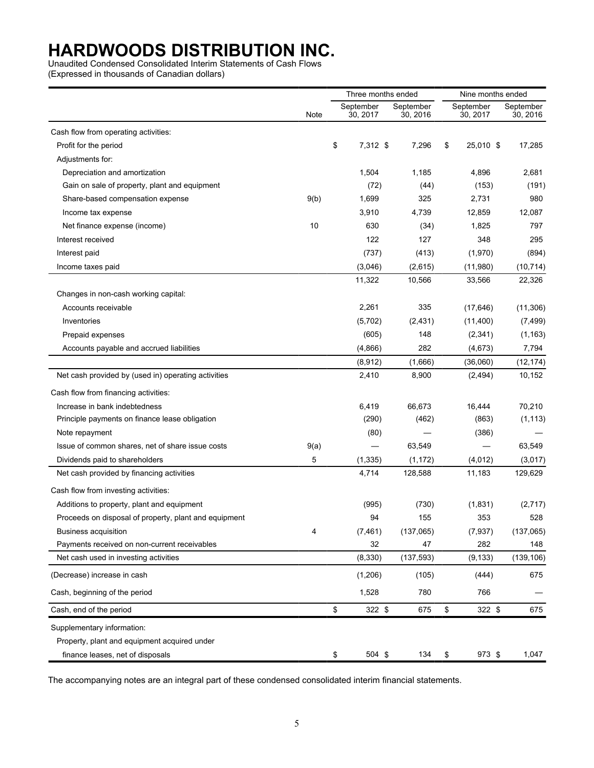# HARDWOODS DISTRIBUTION INC.

Unaudited Condensed Consolidated Interim Statements of Cash Flows
(Expressed in thousands of Canadian dollars)

| | Note | Three months ended September 30, 2017 | Three months ended September 30, 2016 | Nine months ended September 30, 2017 | Nine months ended September 30, 2016 |
|---|---|---|---|---|---|
| Cash flow from operating activities: | | | | | |
| Profit for the period | | $ 7,312 | $ 7,296 | $ 25,010 | $ 17,285 |
| Adjustments for: | | | | | |
| Depreciation and amortization | | 1,504 | 1,185 | 4,896 | 2,681 |
| Gain on sale of property, plant and equipment | | (72) | (44) | (153) | (191) |
| Share-based compensation expense | 9(b) | 1,699 | 325 | 2,731 | 980 |
| Income tax expense | | 3,910 | 4,739 | 12,859 | 12,087 |
| Net finance expense (income) | 10 | 630 | (34) | 1,825 | 797 |
| Interest received | | 122 | 127 | 348 | 295 |
| Interest paid | | (737) | (413) | (1,970) | (894) |
| Income taxes paid | | (3,046) | (2,615) | (11,980) | (10,714) |
| | | 11,322 | 10,566 | 33,566 | 22,326 |
| Changes in non-cash working capital: | | | | | |
| Accounts receivable | | 2,261 | 335 | (17,646) | (11,306) |
| Inventories | | (5,702) | (2,431) | (11,400) | (7,499) |
| Prepaid expenses | | (605) | 148 | (2,341) | (1,163) |
| Accounts payable and accrued liabilities | | (4,866) | 282 | (4,673) | 7,794 |
| | | (8,912) | (1,666) | (36,060) | (12,174) |
| Net cash provided by (used in) operating activities | | 2,410 | 8,900 | (2,494) | 10,152 |
| Cash flow from financing activities: | | | | | |
| Increase in bank indebtedness | | 6,419 | 66,673 | 16,444 | 70,210 |
| Principle payments on finance lease obligation | | (290) | (462) | (863) | (1,113) |
| Note repayment | | (80) | — | (386) | — |
| Issue of common shares, net of share issue costs | 9(a) | — | 63,549 | — | 63,549 |
| Dividends paid to shareholders | 5 | (1,335) | (1,172) | (4,012) | (3,017) |
| Net cash provided by financing activities | | 4,714 | 128,588 | 11,183 | 129,629 |
| Cash flow from investing activities: | | | | | |
| Additions to property, plant and equipment | | (995) | (730) | (1,831) | (2,717) |
| Proceeds on disposal of property, plant and equipment | | 94 | 155 | 353 | 528 |
| Business acquisition | 4 | (7,461) | (137,065) | (7,937) | (137,065) |
| Payments received on non-current receivables | | 32 | 47 | 282 | 148 |
| Net cash used in investing activities | | (8,330) | (137,593) | (9,133) | (139,106) |
| (Decrease) increase in cash | | (1,206) | (105) | (444) | 675 |
| Cash, beginning of the period | | 1,528 | 780 | 766 | — |
| Cash, end of the period | | $ 322 | $ 675 | $ 322 | $ 675 |
| Supplementary information: | | | | | |
| Property, plant and equipment acquired under finance leases, net of disposals | | $ 504 | $ 134 | $ 973 | $ 1,047 |

The accompanying notes are an integral part of these condensed consolidated interim financial statements.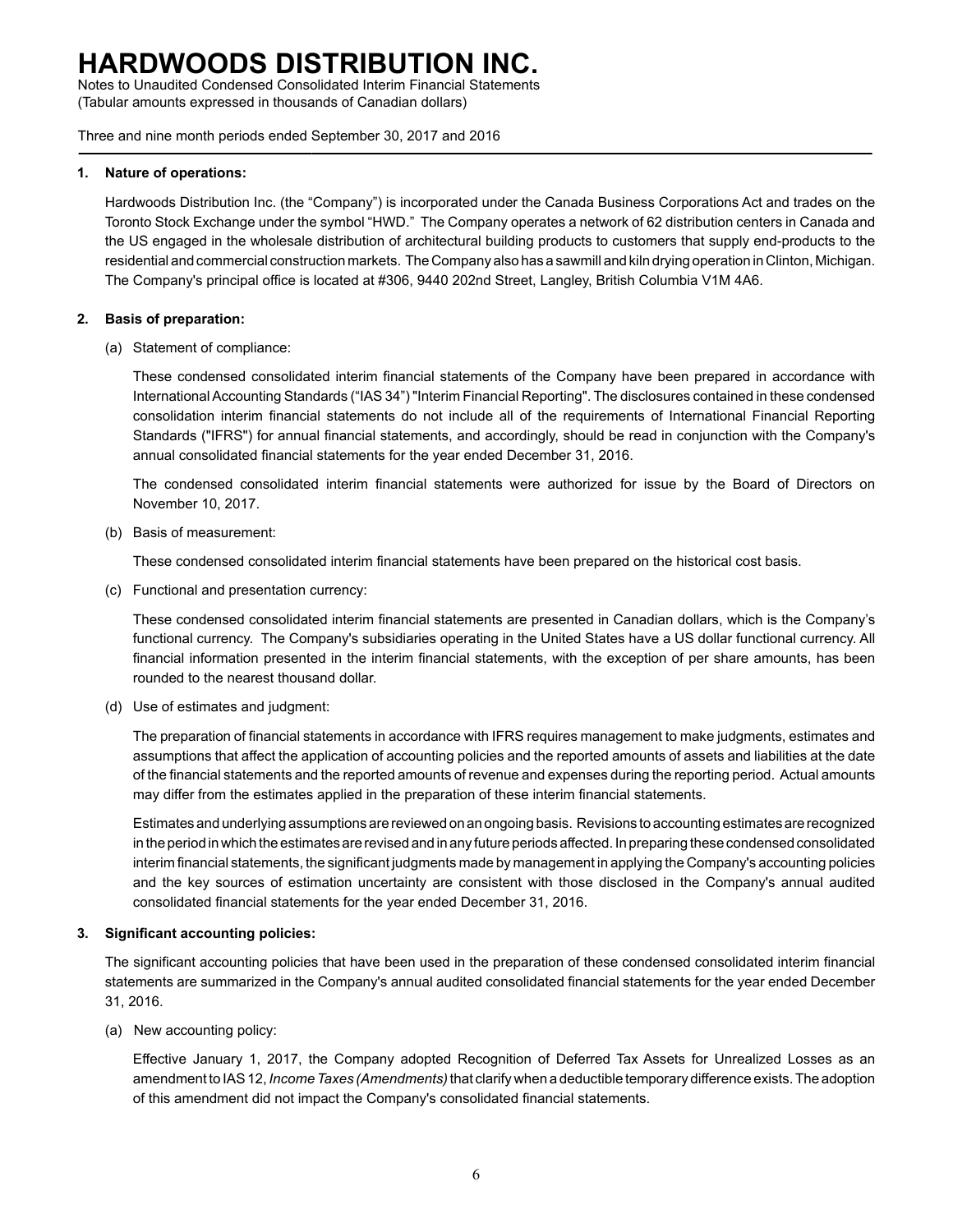# HARDWOODS DISTRIBUTION INC.

Notes to Unaudited Condensed Consolidated Interim Financial Statements
(Tabular amounts expressed in thousands of Canadian dollars)

Three and nine month periods ended September 30, 2017 and 2016

**1. Nature of operations:**

Hardwoods Distribution Inc. (the "Company") is incorporated under the Canada Business Corporations Act and trades on the Toronto Stock Exchange under the symbol "HWD." The Company operates a network of 62 distribution centers in Canada and the US engaged in the wholesale distribution of architectural building products to customers that supply end-products to the residential and commercial construction markets. The Company also has a sawmill and kiln drying operation in Clinton, Michigan. The Company's principal office is located at #306, 9440 202nd Street, Langley, British Columbia V1M 4A6.

**2. Basis of preparation:**

(a) Statement of compliance:

These condensed consolidated interim financial statements of the Company have been prepared in accordance with International Accounting Standards ("IAS 34") "Interim Financial Reporting". The disclosures contained in these condensed consolidation interim financial statements do not include all of the requirements of International Financial Reporting Standards ("IFRS") for annual financial statements, and accordingly, should be read in conjunction with the Company's annual consolidated financial statements for the year ended December 31, 2016.

The condensed consolidated interim financial statements were authorized for issue by the Board of Directors on November 10, 2017.

(b) Basis of measurement:

These condensed consolidated interim financial statements have been prepared on the historical cost basis.

(c) Functional and presentation currency:

These condensed consolidated interim financial statements are presented in Canadian dollars, which is the Company's functional currency. The Company's subsidiaries operating in the United States have a US dollar functional currency. All financial information presented in the interim financial statements, with the exception of per share amounts, has been rounded to the nearest thousand dollar.

(d) Use of estimates and judgment:

The preparation of financial statements in accordance with IFRS requires management to make judgments, estimates and assumptions that affect the application of accounting policies and the reported amounts of assets and liabilities at the date of the financial statements and the reported amounts of revenue and expenses during the reporting period. Actual amounts may differ from the estimates applied in the preparation of these interim financial statements.

Estimates and underlying assumptions are reviewed on an ongoing basis. Revisions to accounting estimates are recognized in the period in which the estimates are revised and in any future periods affected. In preparing these condensed consolidated interim financial statements, the significant judgments made by management in applying the Company's accounting policies and the key sources of estimation uncertainty are consistent with those disclosed in the Company's annual audited consolidated financial statements for the year ended December 31, 2016.

**3. Significant accounting policies:**

The significant accounting policies that have been used in the preparation of these condensed consolidated interim financial statements are summarized in the Company's annual audited consolidated financial statements for the year ended December 31, 2016.

(a) New accounting policy:

Effective January 1, 2017, the Company adopted Recognition of Deferred Tax Assets for Unrealized Losses as an amendment to IAS 12, *Income Taxes (Amendments)* that clarify when a deductible temporary difference exists. The adoption of this amendment did not impact the Company's consolidated financial statements.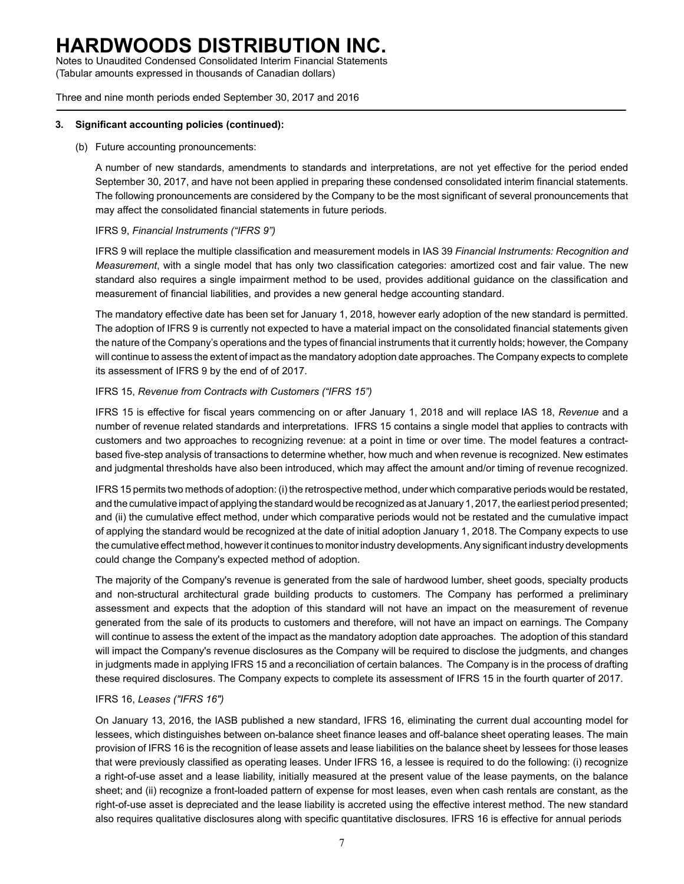### 3. Significant accounting policies (continued):

(b) Future accounting pronouncements:

A number of new standards, amendments to standards and interpretations, are not yet effective for the period ended September 30, 2017, and have not been applied in preparing these condensed consolidated interim financial statements. The following pronouncements are considered by the Company to be the most significant of several pronouncements that may affect the consolidated financial statements in future periods.

IFRS 9, *Financial Instruments ("IFRS 9")*

IFRS 9 will replace the multiple classification and measurement models in IAS 39 *Financial Instruments: Recognition and Measurement*, with a single model that has only two classification categories: amortized cost and fair value. The new standard also requires a single impairment method to be used, provides additional guidance on the classification and measurement of financial liabilities, and provides a new general hedge accounting standard.

The mandatory effective date has been set for January 1, 2018, however early adoption of the new standard is permitted. The adoption of IFRS 9 is currently not expected to have a material impact on the consolidated financial statements given the nature of the Company's operations and the types of financial instruments that it currently holds; however, the Company will continue to assess the extent of impact as the mandatory adoption date approaches. The Company expects to complete its assessment of IFRS 9 by the end of of 2017.

IFRS 15, *Revenue from Contracts with Customers ("IFRS 15")*

IFRS 15 is effective for fiscal years commencing on or after January 1, 2018 and will replace IAS 18, *Revenue* and a number of revenue related standards and interpretations. IFRS 15 contains a single model that applies to contracts with customers and two approaches to recognizing revenue: at a point in time or over time. The model features a contract-based five-step analysis of transactions to determine whether, how much and when revenue is recognized. New estimates and judgmental thresholds have also been introduced, which may affect the amount and/or timing of revenue recognized.

IFRS 15 permits two methods of adoption: (i) the retrospective method, under which comparative periods would be restated, and the cumulative impact of applying the standard would be recognized as at January 1, 2017, the earliest period presented; and (ii) the cumulative effect method, under which comparative periods would not be restated and the cumulative impact of applying the standard would be recognized at the date of initial adoption January 1, 2018. The Company expects to use the cumulative effect method, however it continues to monitor industry developments. Any significant industry developments could change the Company's expected method of adoption.

The majority of the Company's revenue is generated from the sale of hardwood lumber, sheet goods, specialty products and non-structural architectural grade building products to customers. The Company has performed a preliminary assessment and expects that the adoption of this standard will not have an impact on the measurement of revenue generated from the sale of its products to customers and therefore, will not have an impact on earnings. The Company will continue to assess the extent of the impact as the mandatory adoption date approaches. The adoption of this standard will impact the Company's revenue disclosures as the Company will be required to disclose the judgments, and changes in judgments made in applying IFRS 15 and a reconciliation of certain balances. The Company is in the process of drafting these required disclosures. The Company expects to complete its assessment of IFRS 15 in the fourth quarter of 2017.

IFRS 16, *Leases ("IFRS 16")*

On January 13, 2016, the IASB published a new standard, IFRS 16, eliminating the current dual accounting model for lessees, which distinguishes between on-balance sheet finance leases and off-balance sheet operating leases. The main provision of IFRS 16 is the recognition of lease assets and lease liabilities on the balance sheet by lessees for those leases that were previously classified as operating leases. Under IFRS 16, a lessee is required to do the following: (i) recognize a right-of-use asset and a lease liability, initially measured at the present value of the lease payments, on the balance sheet; and (ii) recognize a front-loaded pattern of expense for most leases, even when cash rentals are constant, as the right-of-use asset is depreciated and the lease liability is accreted using the effective interest method. The new standard also requires qualitative disclosures along with specific quantitative disclosures. IFRS 16 is effective for annual periods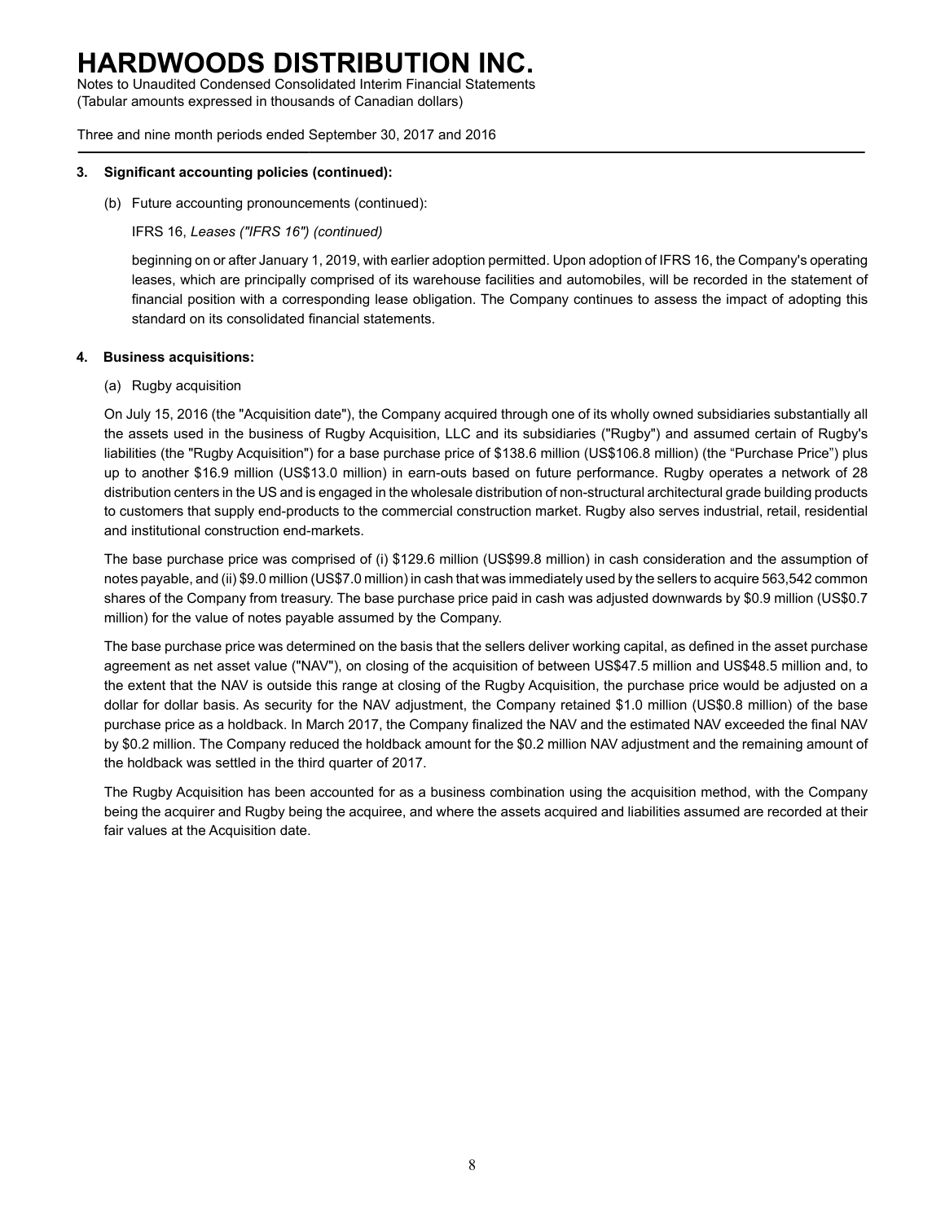### 3. Significant accounting policies (continued):

(b) Future accounting pronouncements (continued):

IFRS 16, *Leases ("IFRS 16") (continued)*

beginning on or after January 1, 2019, with earlier adoption permitted. Upon adoption of IFRS 16, the Company's operating leases, which are principally comprised of its warehouse facilities and automobiles, will be recorded in the statement of financial position with a corresponding lease obligation. The Company continues to assess the impact of adopting this standard on its consolidated financial statements.

### 4. Business acquisitions:

(a) Rugby acquisition

On July 15, 2016 (the "Acquisition date"), the Company acquired through one of its wholly owned subsidiaries substantially all the assets used in the business of Rugby Acquisition, LLC and its subsidiaries ("Rugby") and assumed certain of Rugby's liabilities (the "Rugby Acquisition") for a base purchase price of $138.6 million (US$106.8 million) (the "Purchase Price") plus up to another $16.9 million (US$13.0 million) in earn-outs based on future performance. Rugby operates a network of 28 distribution centers in the US and is engaged in the wholesale distribution of non-structural architectural grade building products to customers that supply end-products to the commercial construction market. Rugby also serves industrial, retail, residential and institutional construction end-markets.

The base purchase price was comprised of (i) $129.6 million (US$99.8 million) in cash consideration and the assumption of notes payable, and (ii) $9.0 million (US$7.0 million) in cash that was immediately used by the sellers to acquire 563,542 common shares of the Company from treasury. The base purchase price paid in cash was adjusted downwards by $0.9 million (US$0.7 million) for the value of notes payable assumed by the Company.

The base purchase price was determined on the basis that the sellers deliver working capital, as defined in the asset purchase agreement as net asset value ("NAV"), on closing of the acquisition of between US$47.5 million and US$48.5 million and, to the extent that the NAV is outside this range at closing of the Rugby Acquisition, the purchase price would be adjusted on a dollar for dollar basis. As security for the NAV adjustment, the Company retained $1.0 million (US$0.8 million) of the base purchase price as a holdback. In March 2017, the Company finalized the NAV and the estimated NAV exceeded the final NAV by $0.2 million. The Company reduced the holdback amount for the $0.2 million NAV adjustment and the remaining amount of the holdback was settled in the third quarter of 2017.

The Rugby Acquisition has been accounted for as a business combination using the acquisition method, with the Company being the acquirer and Rugby being the acquiree, and where the assets acquired and liabilities assumed are recorded at their fair values at the Acquisition date.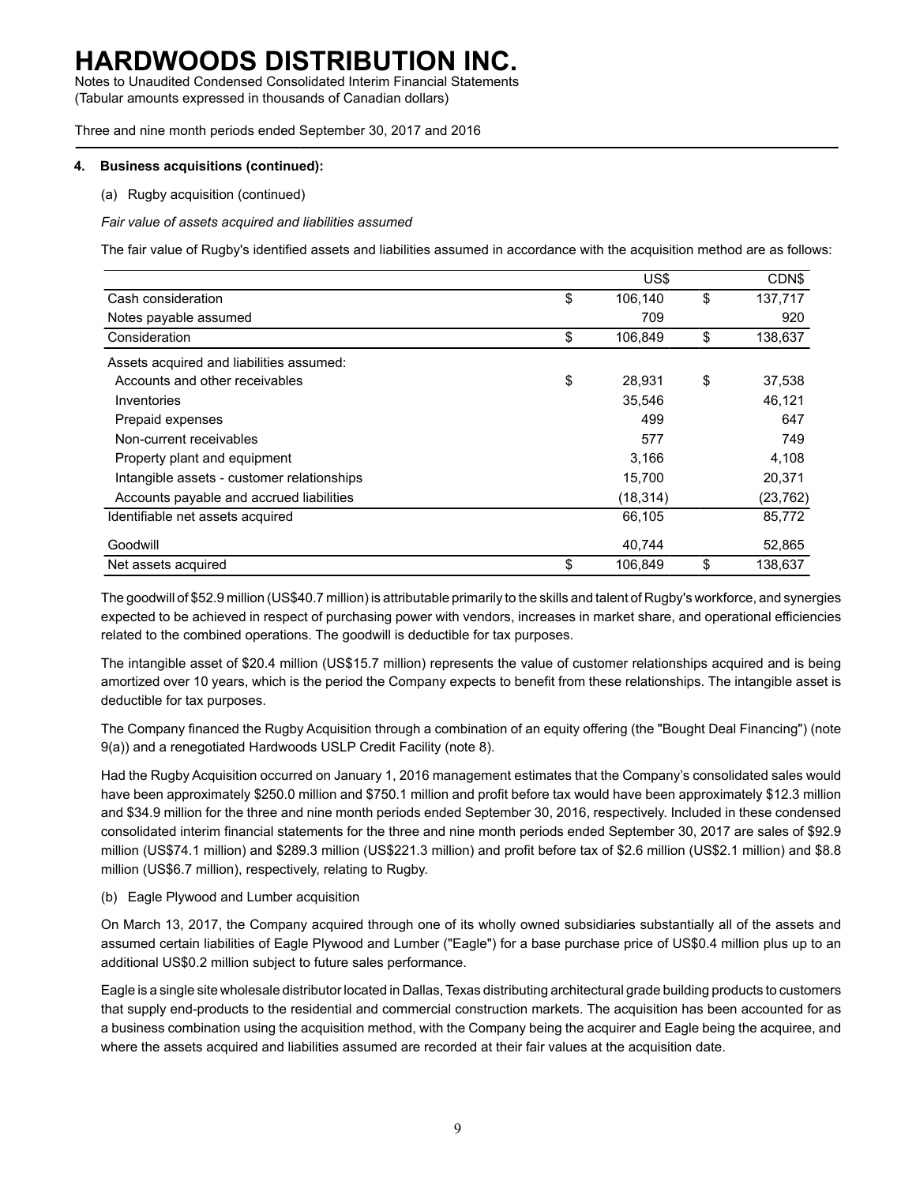# HARDWOODS DISTRIBUTION INC.

Notes to Unaudited Condensed Consolidated Interim Financial Statements
(Tabular amounts expressed in thousands of Canadian dollars)

Three and nine month periods ended September 30, 2017 and 2016

### 4. Business acquisitions (continued):

(a) Rugby acquisition (continued)

*Fair value of assets acquired and liabilities assumed*

The fair value of Rugby's identified assets and liabilities assumed in accordance with the acquisition method are as follows:

| | US$ | CDN$ |
|---|---|---|
| Cash consideration | $ 106,140 | $ 137,717 |
| Notes payable assumed | 709 | 920 |
| Consideration | $ 106,849 | $ 138,637 |
| Assets acquired and liabilities assumed: | | |
| Accounts and other receivables | $ 28,931 | $ 37,538 |
| Inventories | 35,546 | 46,121 |
| Prepaid expenses | 499 | 647 |
| Non-current receivables | 577 | 749 |
| Property plant and equipment | 3,166 | 4,108 |
| Intangible assets - customer relationships | 15,700 | 20,371 |
| Accounts payable and accrued liabilities | (18,314) | (23,762) |
| Identifiable net assets acquired | 66,105 | 85,772 |
| Goodwill | 40,744 | 52,865 |
| Net assets acquired | $ 106,849 | $ 138,637 |

The goodwill of $52.9 million (US$40.7 million) is attributable primarily to the skills and talent of Rugby's workforce, and synergies expected to be achieved in respect of purchasing power with vendors, increases in market share, and operational efficiencies related to the combined operations. The goodwill is deductible for tax purposes.

The intangible asset of $20.4 million (US$15.7 million) represents the value of customer relationships acquired and is being amortized over 10 years, which is the period the Company expects to benefit from these relationships. The intangible asset is deductible for tax purposes.

The Company financed the Rugby Acquisition through a combination of an equity offering (the "Bought Deal Financing") (note 9(a)) and a renegotiated Hardwoods USLP Credit Facility (note 8).

Had the Rugby Acquisition occurred on January 1, 2016 management estimates that the Company's consolidated sales would have been approximately $250.0 million and $750.1 million and profit before tax would have been approximately $12.3 million and $34.9 million for the three and nine month periods ended September 30, 2016, respectively. Included in these condensed consolidated interim financial statements for the three and nine month periods ended September 30, 2017 are sales of $92.9 million (US$74.1 million) and $289.3 million (US$221.3 million) and profit before tax of $2.6 million (US$2.1 million) and $8.8 million (US$6.7 million), respectively, relating to Rugby.

(b) Eagle Plywood and Lumber acquisition

On March 13, 2017, the Company acquired through one of its wholly owned subsidiaries substantially all of the assets and assumed certain liabilities of Eagle Plywood and Lumber ("Eagle") for a base purchase price of US$0.4 million plus up to an additional US$0.2 million subject to future sales performance.

Eagle is a single site wholesale distributor located in Dallas, Texas distributing architectural grade building products to customers that supply end-products to the residential and commercial construction markets. The acquisition has been accounted for as a business combination using the acquisition method, with the Company being the acquirer and Eagle being the acquiree, and where the assets acquired and liabilities assumed are recorded at their fair values at the acquisition date.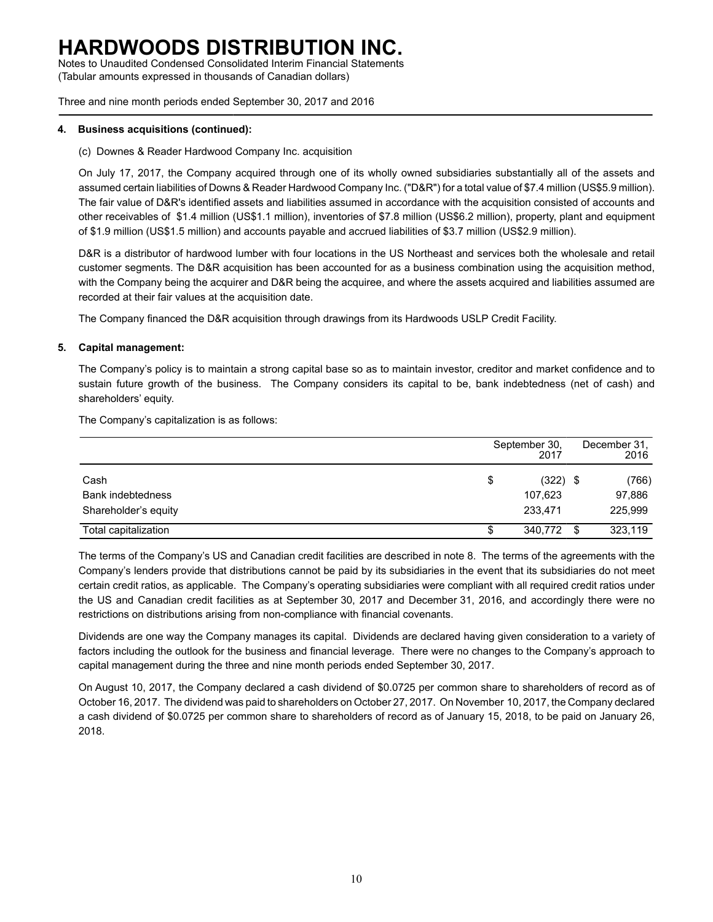#### 4. Business acquisitions (continued):

(c) Downes & Reader Hardwood Company Inc. acquisition

On July 17, 2017, the Company acquired through one of its wholly owned subsidiaries substantially all of the assets and assumed certain liabilities of Downs & Reader Hardwood Company Inc. ("D&R") for a total value of $7.4 million (US$5.9 million). The fair value of D&R's identified assets and liabilities assumed in accordance with the acquisition consisted of accounts and other receivables of $1.4 million (US$1.1 million), inventories of $7.8 million (US$6.2 million), property, plant and equipment of $1.9 million (US$1.5 million) and accounts payable and accrued liabilities of $3.7 million (US$2.9 million).

D&R is a distributor of hardwood lumber with four locations in the US Northeast and services both the wholesale and retail customer segments. The D&R acquisition has been accounted for as a business combination using the acquisition method, with the Company being the acquirer and D&R being the acquiree, and where the assets acquired and liabilities assumed are recorded at their fair values at the acquisition date.

The Company financed the D&R acquisition through drawings from its Hardwoods USLP Credit Facility.

#### 5. Capital management:

The Company's policy is to maintain a strong capital base so as to maintain investor, creditor and market confidence and to sustain future growth of the business. The Company considers its capital to be, bank indebtedness (net of cash) and shareholders' equity.

The Company's capitalization is as follows:

| | September 30, 2017 | December 31, 2016 |
|---|---|---|
| Cash | $ (322) | $ (766) |
| Bank indebtedness | 107,623 | 97,886 |
| Shareholder's equity | 233,471 | 225,999 |
| Total capitalization | $ 340,772 | $ 323,119 |

The terms of the Company's US and Canadian credit facilities are described in note 8. The terms of the agreements with the Company's lenders provide that distributions cannot be paid by its subsidiaries in the event that its subsidiaries do not meet certain credit ratios, as applicable. The Company's operating subsidiaries were compliant with all required credit ratios under the US and Canadian credit facilities as at September 30, 2017 and December 31, 2016, and accordingly there were no restrictions on distributions arising from non-compliance with financial covenants.

Dividends are one way the Company manages its capital. Dividends are declared having given consideration to a variety of factors including the outlook for the business and financial leverage. There were no changes to the Company's approach to capital management during the three and nine month periods ended September 30, 2017.

On August 10, 2017, the Company declared a cash dividend of $0.0725 per common share to shareholders of record as of October 16, 2017. The dividend was paid to shareholders on October 27, 2017. On November 10, 2017, the Company declared a cash dividend of $0.0725 per common share to shareholders of record as of January 15, 2018, to be paid on January 26, 2018.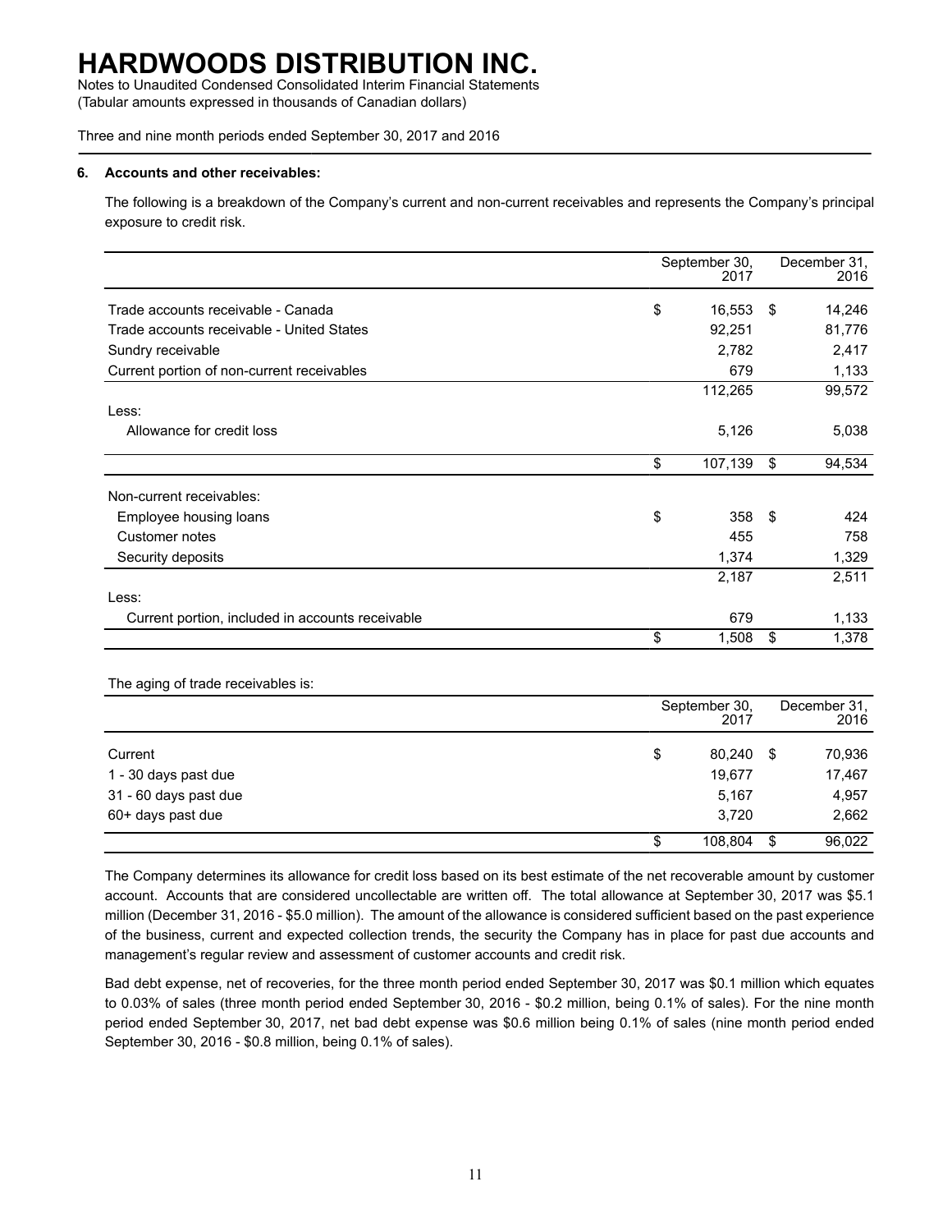### 6. Accounts and other receivables:

The following is a breakdown of the Company's current and non-current receivables and represents the Company's principal exposure to credit risk.

| | September 30, 2017 | December 31, 2016 |
|---|---|---|
| Trade accounts receivable - Canada | $ 16,553 | $ 14,246 |
| Trade accounts receivable - United States | 92,251 | 81,776 |
| Sundry receivable | 2,782 | 2,417 |
| Current portion of non-current receivables | 679 | 1,133 |
| | 112,265 | 99,572 |
| Less: | | |
| Allowance for credit loss | 5,126 | 5,038 |
| | $ 107,139 | $ 94,534 |
| Non-current receivables: | | |
| Employee housing loans | $ 358 | $ 424 |
| Customer notes | 455 | 758 |
| Security deposits | 1,374 | 1,329 |
| | 2,187 | 2,511 |
| Less: | | |
| Current portion, included in accounts receivable | 679 | 1,133 |
| | $ 1,508 | $ 1,378 |

The aging of trade receivables is:

| | September 30, 2017 | December 31, 2016 |
|---|---|---|
| Current | $ 80,240 | $ 70,936 |
| 1 - 30 days past due | 19,677 | 17,467 |
| 31 - 60 days past due | 5,167 | 4,957 |
| 60+ days past due | 3,720 | 2,662 |
| | $ 108,804 | $ 96,022 |

The Company determines its allowance for credit loss based on its best estimate of the net recoverable amount by customer account. Accounts that are considered uncollectable are written off. The total allowance at September 30, 2017 was $5.1 million (December 31, 2016 - $5.0 million). The amount of the allowance is considered sufficient based on the past experience of the business, current and expected collection trends, the security the Company has in place for past due accounts and management's regular review and assessment of customer accounts and credit risk.

Bad debt expense, net of recoveries, for the three month period ended September 30, 2017 was $0.1 million which equates to 0.03% of sales (three month period ended September 30, 2016 - $0.2 million, being 0.1% of sales). For the nine month period ended September 30, 2017, net bad debt expense was $0.6 million being 0.1% of sales (nine month period ended September 30, 2016 - $0.8 million, being 0.1% of sales).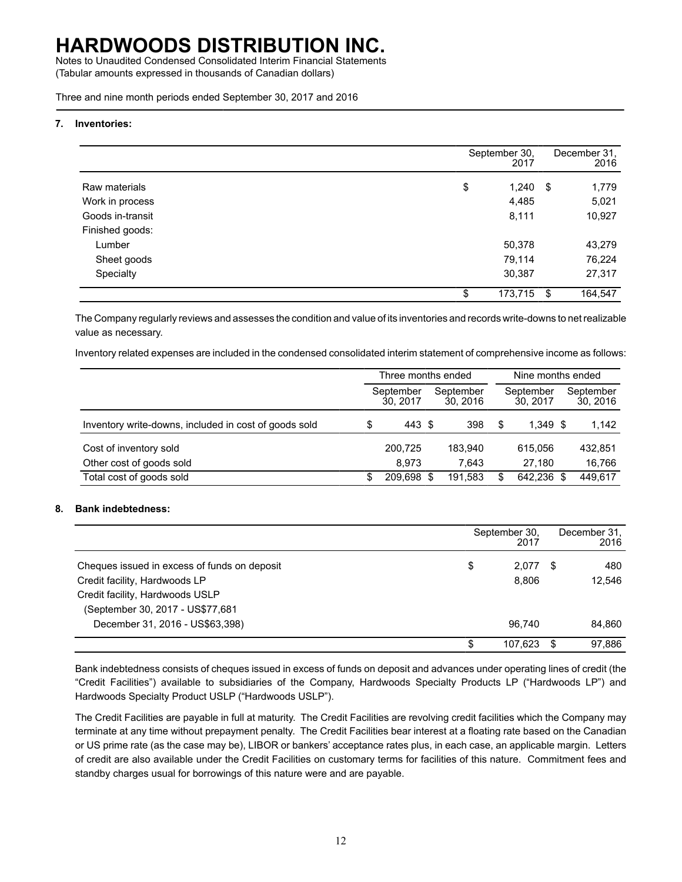# HARDWOODS DISTRIBUTION INC.

Notes to Unaudited Condensed Consolidated Interim Financial Statements
(Tabular amounts expressed in thousands of Canadian dollars)

Three and nine month periods ended September 30, 2017 and 2016

## 7. Inventories:

| | September 30, 2017 | December 31, 2016 |
|---|---|---|
| Raw materials | $ 1,240 | $ 1,779 |
| Work in process | 4,485 | 5,021 |
| Goods in-transit | 8,111 | 10,927 |
| Finished goods: | | |
| Lumber | 50,378 | 43,279 |
| Sheet goods | 79,114 | 76,224 |
| Specialty | 30,387 | 27,317 |
| | $ 173,715 | $ 164,547 |

The Company regularly reviews and assesses the condition and value of its inventories and records write-downs to net realizable value as necessary.

Inventory related expenses are included in the condensed consolidated interim statement of comprehensive income as follows:

| | Three months ended | | Nine months ended | |
|---|---|---|---|---|
| | September 30, 2017 | September 30, 2016 | September 30, 2017 | September 30, 2016 |
| Inventory write-downs, included in cost of goods sold | $ 443 | $ 398 | $ 1,349 | $ 1,142 |
| Cost of inventory sold | 200,725 | 183,940 | 615,056 | 432,851 |
| Other cost of goods sold | 8,973 | 7,643 | 27,180 | 16,766 |
| Total cost of goods sold | $ 209,698 | $ 191,583 | $ 642,236 | $ 449,617 |

## 8. Bank indebtedness:

| | September 30, 2017 | December 31, 2016 |
|---|---|---|
| Cheques issued in excess of funds on deposit | $ 2,077 | $ 480 |
| Credit facility, Hardwoods LP | 8,806 | 12,546 |
| Credit facility, Hardwoods USLP | | |
| (September 30, 2017 - US$77,681 | | |
| December 31, 2016 - US$63,398) | 96,740 | 84,860 |
| | $ 107,623 | $ 97,886 |

Bank indebtedness consists of cheques issued in excess of funds on deposit and advances under operating lines of credit (the "Credit Facilities") available to subsidiaries of the Company, Hardwoods Specialty Products LP ("Hardwoods LP") and Hardwoods Specialty Product USLP ("Hardwoods USLP").

The Credit Facilities are payable in full at maturity. The Credit Facilities are revolving credit facilities which the Company may terminate at any time without prepayment penalty. The Credit Facilities bear interest at a floating rate based on the Canadian or US prime rate (as the case may be), LIBOR or bankers' acceptance rates plus, in each case, an applicable margin. Letters of credit are also available under the Credit Facilities on customary terms for facilities of this nature. Commitment fees and standby charges usual for borrowings of this nature were and are payable.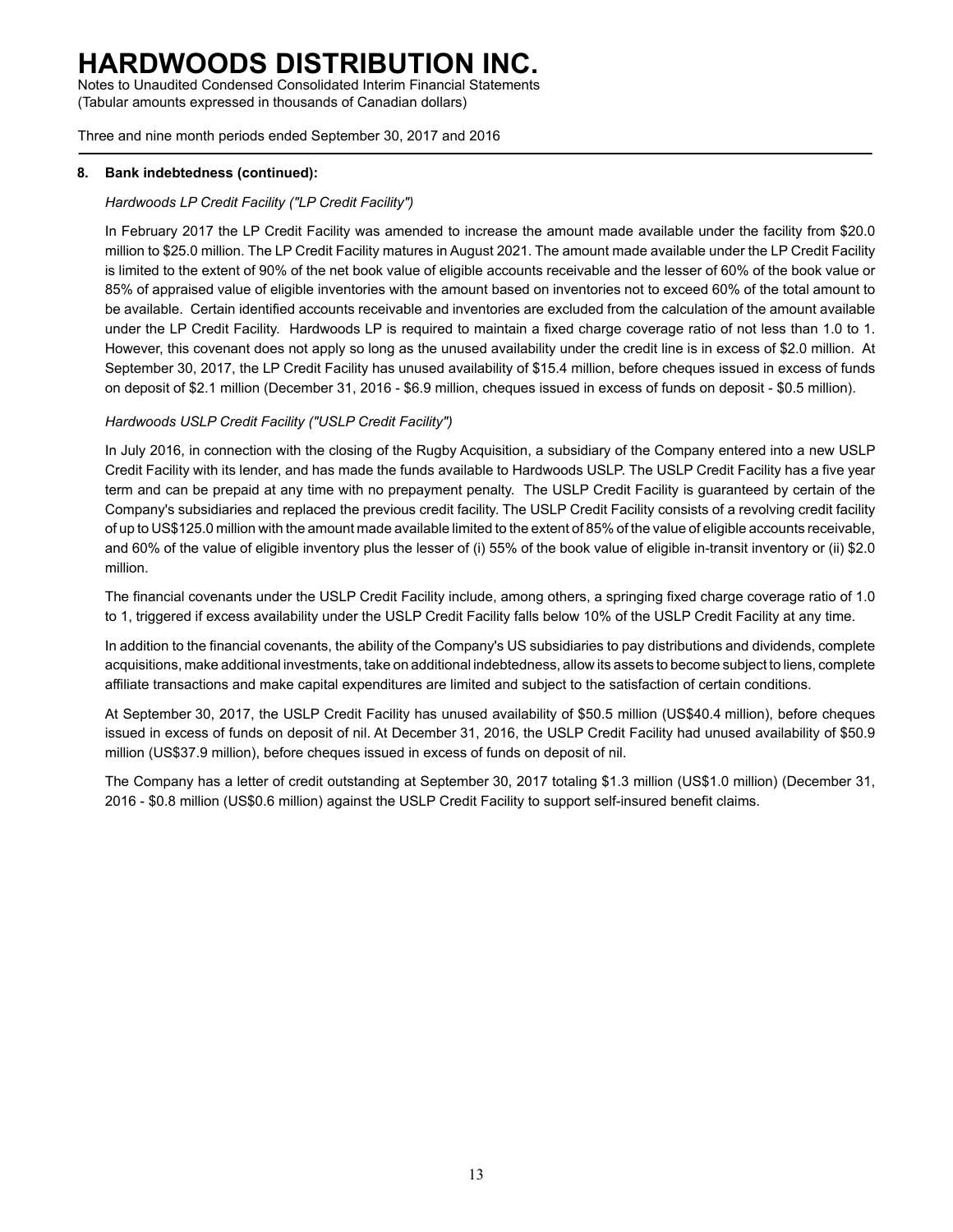#### 8. Bank indebtedness (continued):

*Hardwoods LP Credit Facility ("LP Credit Facility")*

In February 2017 the LP Credit Facility was amended to increase the amount made available under the facility from $20.0 million to $25.0 million. The LP Credit Facility matures in August 2021. The amount made available under the LP Credit Facility is limited to the extent of 90% of the net book value of eligible accounts receivable and the lesser of 60% of the book value or 85% of appraised value of eligible inventories with the amount based on inventories not to exceed 60% of the total amount to be available. Certain identified accounts receivable and inventories are excluded from the calculation of the amount available under the LP Credit Facility. Hardwoods LP is required to maintain a fixed charge coverage ratio of not less than 1.0 to 1. However, this covenant does not apply so long as the unused availability under the credit line is in excess of $2.0 million. At September 30, 2017, the LP Credit Facility has unused availability of $15.4 million, before cheques issued in excess of funds on deposit of $2.1 million (December 31, 2016 - $6.9 million, cheques issued in excess of funds on deposit - $0.5 million).

*Hardwoods USLP Credit Facility ("USLP Credit Facility")*

In July 2016, in connection with the closing of the Rugby Acquisition, a subsidiary of the Company entered into a new USLP Credit Facility with its lender, and has made the funds available to Hardwoods USLP. The USLP Credit Facility has a five year term and can be prepaid at any time with no prepayment penalty. The USLP Credit Facility is guaranteed by certain of the Company's subsidiaries and replaced the previous credit facility. The USLP Credit Facility consists of a revolving credit facility of up to US$125.0 million with the amount made available limited to the extent of 85% of the value of eligible accounts receivable, and 60% of the value of eligible inventory plus the lesser of (i) 55% of the book value of eligible in-transit inventory or (ii) $2.0 million.

The financial covenants under the USLP Credit Facility include, among others, a springing fixed charge coverage ratio of 1.0 to 1, triggered if excess availability under the USLP Credit Facility falls below 10% of the USLP Credit Facility at any time.

In addition to the financial covenants, the ability of the Company's US subsidiaries to pay distributions and dividends, complete acquisitions, make additional investments, take on additional indebtedness, allow its assets to become subject to liens, complete affiliate transactions and make capital expenditures are limited and subject to the satisfaction of certain conditions.

At September 30, 2017, the USLP Credit Facility has unused availability of $50.5 million (US$40.4 million), before cheques issued in excess of funds on deposit of nil. At December 31, 2016, the USLP Credit Facility had unused availability of $50.9 million (US$37.9 million), before cheques issued in excess of funds on deposit of nil.

The Company has a letter of credit outstanding at September 30, 2017 totaling $1.3 million (US$1.0 million) (December 31, 2016 - $0.8 million (US$0.6 million) against the USLP Credit Facility to support self-insured benefit claims.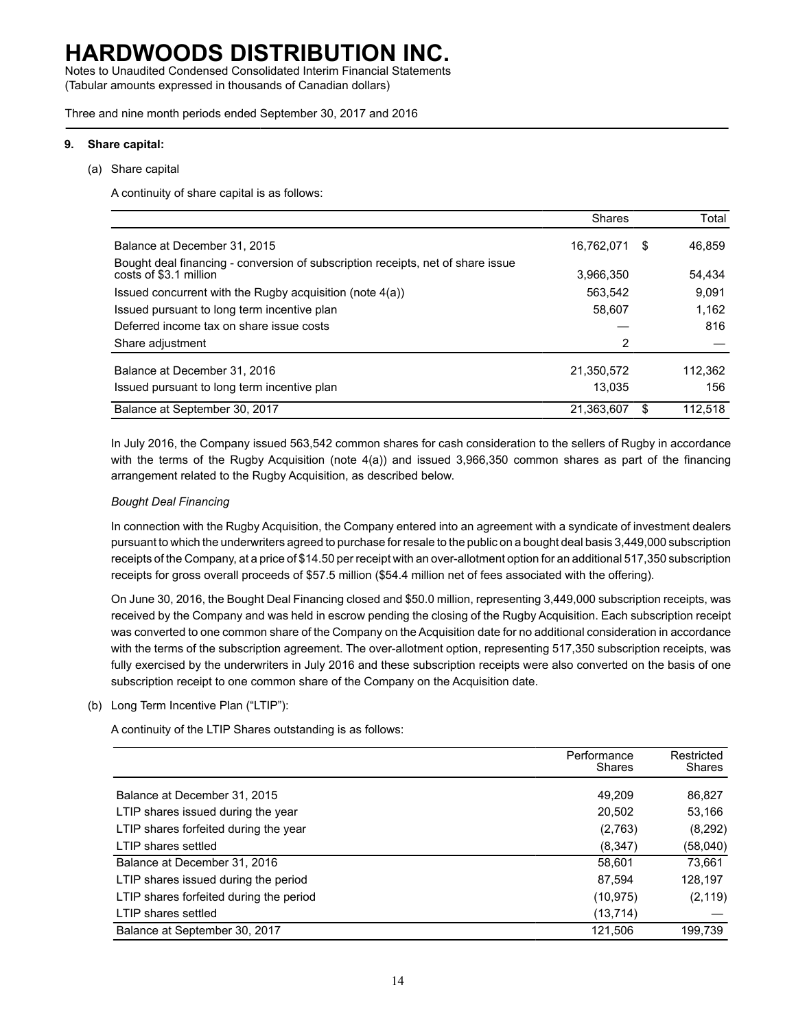# HARDWOODS DISTRIBUTION INC.

Notes to Unaudited Condensed Consolidated Interim Financial Statements
(Tabular amounts expressed in thousands of Canadian dollars)

Three and nine month periods ended September 30, 2017 and 2016

## 9. Share capital:

(a) Share capital

A continuity of share capital is as follows:

| | Shares | | Total |
|---|---|---|---|
| Balance at December 31, 2015 | 16,762,071 | $ | 46,859 |
| Bought deal financing - conversion of subscription receipts, net of share issue costs of $3.1 million | 3,966,350 | | 54,434 |
| Issued concurrent with the Rugby acquisition (note 4(a)) | 563,542 | | 9,091 |
| Issued pursuant to long term incentive plan | 58,607 | | 1,162 |
| Deferred income tax on share issue costs | — | | 816 |
| Share adjustment | 2 | | — |
| Balance at December 31, 2016 | 21,350,572 | | 112,362 |
| Issued pursuant to long term incentive plan | 13,035 | | 156 |
| Balance at September 30, 2017 | 21,363,607 | $ | 112,518 |

In July 2016, the Company issued 563,542 common shares for cash consideration to the sellers of Rugby in accordance with the terms of the Rugby Acquisition (note 4(a)) and issued 3,966,350 common shares as part of the financing arrangement related to the Rugby Acquisition, as described below.

*Bought Deal Financing*

In connection with the Rugby Acquisition, the Company entered into an agreement with a syndicate of investment dealers pursuant to which the underwriters agreed to purchase for resale to the public on a bought deal basis 3,449,000 subscription receipts of the Company, at a price of $14.50 per receipt with an over-allotment option for an additional 517,350 subscription receipts for gross overall proceeds of $57.5 million ($54.4 million net of fees associated with the offering).

On June 30, 2016, the Bought Deal Financing closed and $50.0 million, representing 3,449,000 subscription receipts, was received by the Company and was held in escrow pending the closing of the Rugby Acquisition. Each subscription receipt was converted to one common share of the Company on the Acquisition date for no additional consideration in accordance with the terms of the subscription agreement. The over-allotment option, representing 517,350 subscription receipts, was fully exercised by the underwriters in July 2016 and these subscription receipts were also converted on the basis of one subscription receipt to one common share of the Company on the Acquisition date.

(b) Long Term Incentive Plan ("LTIP"):

A continuity of the LTIP Shares outstanding is as follows:

| | Performance Shares | Restricted Shares |
|---|---|---|
| Balance at December 31, 2015 | 49,209 | 86,827 |
| LTIP shares issued during the year | 20,502 | 53,166 |
| LTIP shares forfeited during the year | (2,763) | (8,292) |
| LTIP shares settled | (8,347) | (58,040) |
| Balance at December 31, 2016 | 58,601 | 73,661 |
| LTIP shares issued during the period | 87,594 | 128,197 |
| LTIP shares forfeited during the period | (10,975) | (2,119) |
| LTIP shares settled | (13,714) | — |
| Balance at September 30, 2017 | 121,506 | 199,739 |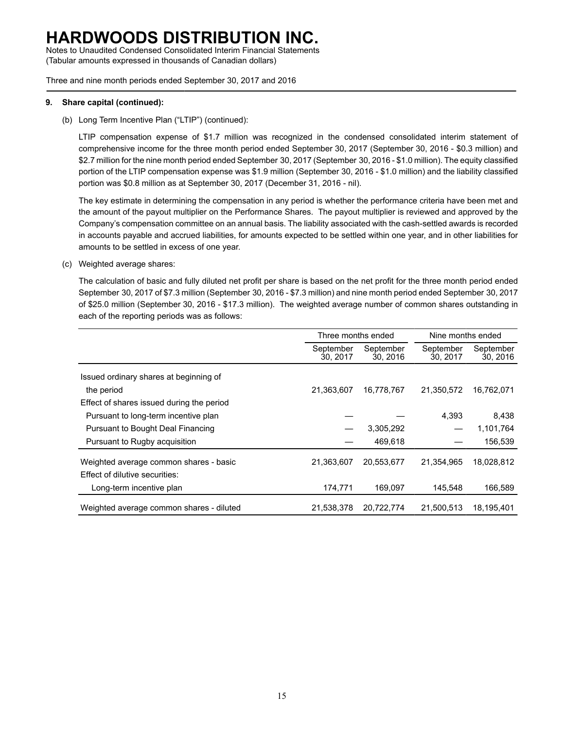# HARDWOODS DISTRIBUTION INC.

Notes to Unaudited Condensed Consolidated Interim Financial Statements
(Tabular amounts expressed in thousands of Canadian dollars)

Three and nine month periods ended September 30, 2017 and 2016

**9. Share capital (continued):**

(b) Long Term Incentive Plan ("LTIP") (continued):

LTIP compensation expense of $1.7 million was recognized in the condensed consolidated interim statement of comprehensive income for the three month period ended September 30, 2017 (September 30, 2016 - $0.3 million) and $2.7 million for the nine month period ended September 30, 2017 (September 30, 2016 - $1.0 million). The equity classified portion of the LTIP compensation expense was $1.9 million (September 30, 2016 - $1.0 million) and the liability classified portion was $0.8 million as at September 30, 2017 (December 31, 2016 - nil).

The key estimate in determining the compensation in any period is whether the performance criteria have been met and the amount of the payout multiplier on the Performance Shares. The payout multiplier is reviewed and approved by the Company's compensation committee on an annual basis. The liability associated with the cash-settled awards is recorded in accounts payable and accrued liabilities, for amounts expected to be settled within one year, and in other liabilities for amounts to be settled in excess of one year.

(c) Weighted average shares:

The calculation of basic and fully diluted net profit per share is based on the net profit for the three month period ended September 30, 2017 of $7.3 million (September 30, 2016 - $7.3 million) and nine month period ended September 30, 2017 of $25.0 million (September 30, 2016 - $17.3 million). The weighted average number of common shares outstanding in each of the reporting periods was as follows:

| | Three months ended | | Nine months ended | |
|---|---|---|---|---|
| | September 30, 2017 | September 30, 2016 | September 30, 2017 | September 30, 2016 |
| Issued ordinary shares at beginning of the period | 21,363,607 | 16,778,767 | 21,350,572 | 16,762,071 |
| Effect of shares issued during the period | | | | |
| Pursuant to long-term incentive plan | — | — | 4,393 | 8,438 |
| Pursuant to Bought Deal Financing | — | 3,305,292 | — | 1,101,764 |
| Pursuant to Rugby acquisition | — | 469,618 | — | 156,539 |
| Weighted average common shares - basic | 21,363,607 | 20,553,677 | 21,354,965 | 18,028,812 |
| Effect of dilutive securities: | | | | |
| Long-term incentive plan | 174,771 | 169,097 | 145,548 | 166,589 |
| Weighted average common shares - diluted | 21,538,378 | 20,722,774 | 21,500,513 | 18,195,401 |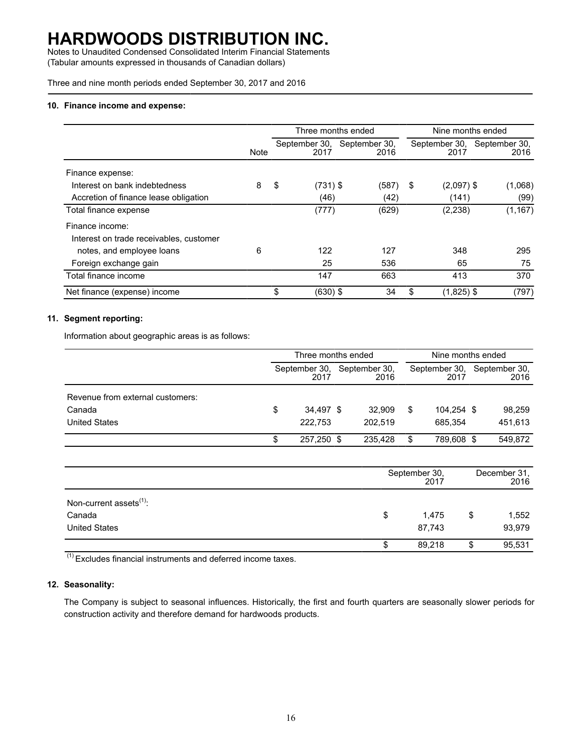# HARDWOODS DISTRIBUTION INC.

Notes to Unaudited Condensed Consolidated Interim Financial Statements
(Tabular amounts expressed in thousands of Canadian dollars)

Three and nine month periods ended September 30, 2017 and 2016

## 10. Finance income and expense:

| | Note | Three months ended | | Nine months ended | |
|---|---|---|---|---|---|
| | | September 30, 2017 | September 30, 2016 | September 30, 2017 | September 30, 2016 |
| Finance expense: | | | | | |
| Interest on bank indebtedness | 8 | $ (731) | $ (587) | $ (2,097) | $ (1,068) |
| Accretion of finance lease obligation | | (46) | (42) | (141) | (99) |
| Total finance expense | | (777) | (629) | (2,238) | (1,167) |
| Finance income: | | | | | |
| Interest on trade receivables, customer notes, and employee loans | 6 | 122 | 127 | 348 | 295 |
| Foreign exchange gain | | 25 | 536 | 65 | 75 |
| Total finance income | | 147 | 663 | 413 | 370 |
| Net finance (expense) income | | $ (630) | $ 34 | $ (1,825) | $ (797) |

## 11. Segment reporting:

Information about geographic areas is as follows:

| | Three months ended | | Nine months ended | |
|---|---|---|---|---|
| | September 30, 2017 | September 30, 2016 | September 30, 2017 | September 30, 2016 |
| Revenue from external customers: | | | | |
| Canada | $ 34,497 | $ 32,909 | $ 104,254 | $ 98,259 |
| United States | 222,753 | 202,519 | 685,354 | 451,613 |
| | $ 257,250 | $ 235,428 | $ 789,608 | $ 549,872 |

| | September 30, 2017 | December 31, 2016 |
|---|---|---|
| Non-current assets[(1)]: | | |
| Canada | $ 1,475 | $ 1,552 |
| United States | 87,743 | 93,979 |
| | $ 89,218 | $ 95,531 |

[(1)] Excludes financial instruments and deferred income taxes.

## 12. Seasonality:

The Company is subject to seasonal influences. Historically, the first and fourth quarters are seasonally slower periods for construction activity and therefore demand for hardwoods products.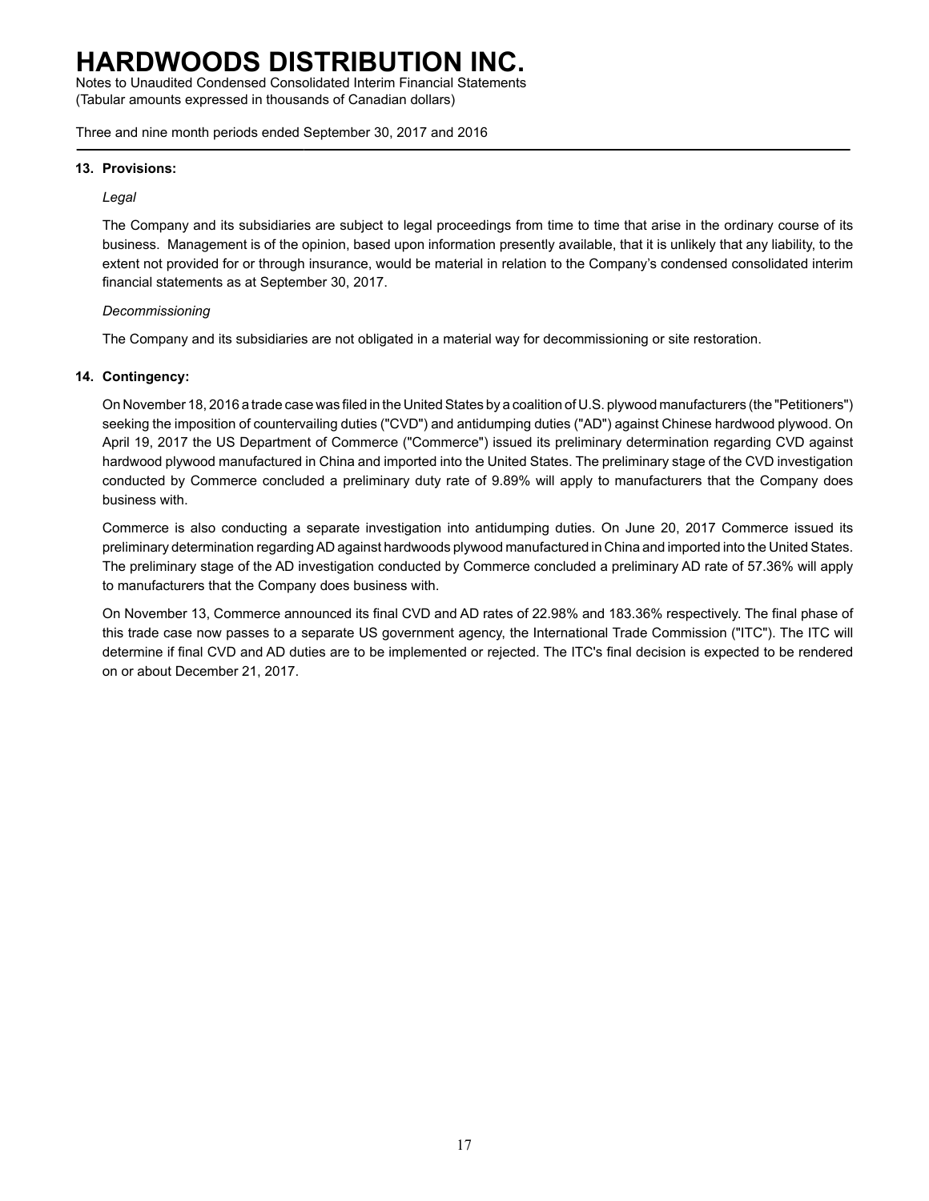**13. Provisions:**

*Legal*

The Company and its subsidiaries are subject to legal proceedings from time to time that arise in the ordinary course of its business. Management is of the opinion, based upon information presently available, that it is unlikely that any liability, to the extent not provided for or through insurance, would be material in relation to the Company's condensed consolidated interim financial statements as at September 30, 2017.

*Decommissioning*

The Company and its subsidiaries are not obligated in a material way for decommissioning or site restoration.

**14. Contingency:**

On November 18, 2016 a trade case was filed in the United States by a coalition of U.S. plywood manufacturers (the "Petitioners") seeking the imposition of countervailing duties ("CVD") and antidumping duties ("AD") against Chinese hardwood plywood. On April 19, 2017 the US Department of Commerce ("Commerce") issued its preliminary determination regarding CVD against hardwood plywood manufactured in China and imported into the United States. The preliminary stage of the CVD investigation conducted by Commerce concluded a preliminary duty rate of 9.89% will apply to manufacturers that the Company does business with.

Commerce is also conducting a separate investigation into antidumping duties. On June 20, 2017 Commerce issued its preliminary determination regarding AD against hardwoods plywood manufactured in China and imported into the United States. The preliminary stage of the AD investigation conducted by Commerce concluded a preliminary AD rate of 57.36% will apply to manufacturers that the Company does business with.

On November 13, Commerce announced its final CVD and AD rates of 22.98% and 183.36% respectively. The final phase of this trade case now passes to a separate US government agency, the International Trade Commission ("ITC"). The ITC will determine if final CVD and AD duties are to be implemented or rejected. The ITC's final decision is expected to be rendered on or about December 21, 2017.